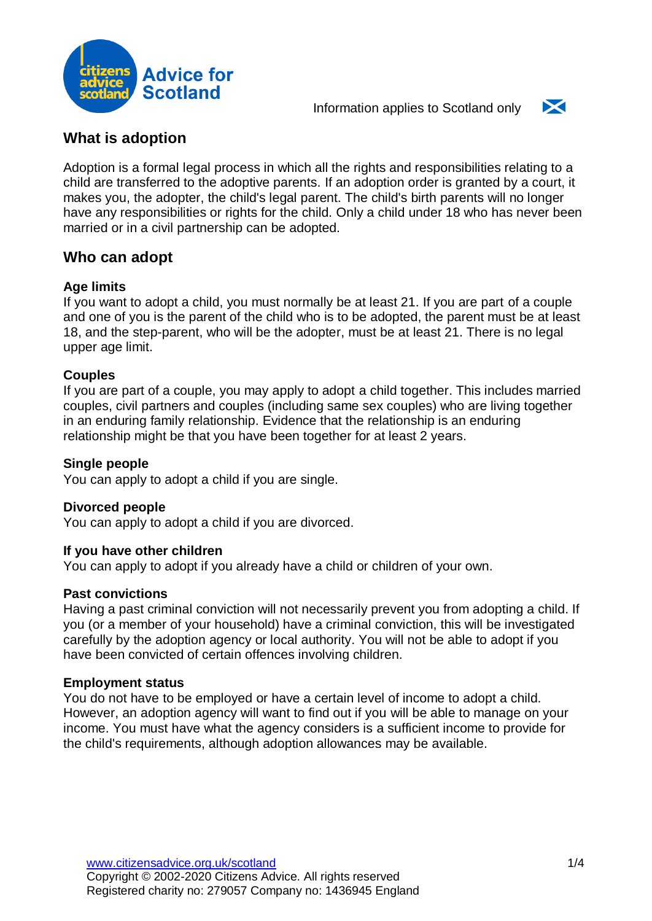Information applies to Scotland only

## What is adoption

Adoption is a formal legal process in which all the rights and responsibilities relating to a child are transferred to the adoptive parents. If an adoption order is granted by a court, it makes you, the adopter, the child's legal parent. The child's birth parents will no longer have any responsibilities or rights for the child. Only a child under 18 who has never been married or in a civil partnership can be adopted.

## Who can adopt

### Age limits

If you want to adopt a child, you must normally be at least 21. If you are part of a couple and one of you is the parent of the child who is to be adopted, the parent must be at least 18, and the step-parent, who will be the adopter, must be at least 21. There is no legal upper age limit.

### Couples

If you are part of a couple, you may apply to adopt a child together. This includes married couples, civil partners and couples (including same sex couples) who are living together in an enduring family relationship. Evidence that the relationship is an enduring relationship might be that you have been together for at least 2 years.

### Single people

You can apply to adopt a child if you are single.

### Divorced people

You can apply to adopt a child if you are divorced.

### If you have other children

You can apply to adopt if you already have a child or children of your own.

### Past convictions

Having a past criminal conviction will not necessarily prevent you from adopting a child. If you (or a member of your household) have a criminal conviction, this will be investigated carefully by the adoption agency or local authority. You will not be able to adopt if you have been convicted of certain offences involving children.

### Employment status

You do not have to be employed or have a certain level of income to adopt a child. However, an adoption agency will want to find out if you will be able to manage on your income. You must have what the agency considers is a sufficient income to provide for the child's requirements, although adoption allowances may be available.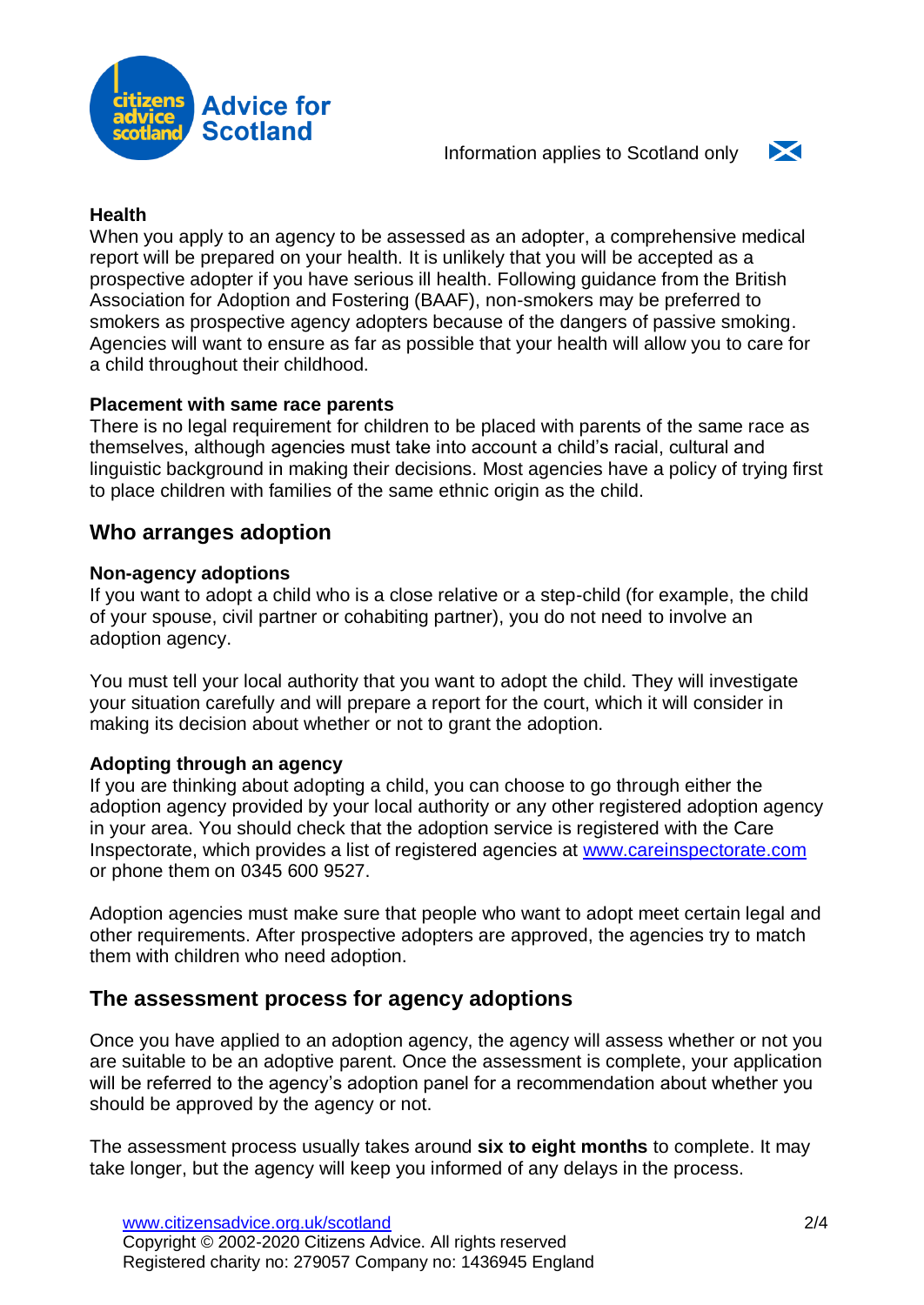### Health

When you apply to an agency to be assessed as an adopter, a comprehensive medical report will be prepared on your health. It is unlikely that you will be accepted as a prospective adopter if you have serious ill health. Following guidance from the British Association for Adoption and Fostering (BAAF), non-smokers may be preferred to smokers as prospective agency adopters because of the dangers of passive smoking. Agencies will want to ensure as far as possible that your health will allow you to care for a child throughout their childhood.

### Placement with same race parents

There is no legal requirement for children to be placed with parents of the same race as themselves, although agencies must take into account a child's racial, cultural and linguistic background in making their decisions. Most agencies have a policy of trying first to place children with families of the same ethnic origin as the child.

## Who arranges adoption

### Non-agency adoptions

If you want to adopt a child who is a close relative or a step-child (for example, the child of your spouse, civil partner or cohabiting partner), you do not need to involve an adoption agency.

You must tell your local authority that you want to adopt the child. They will investigate your situation carefully and will prepare a report for the court, which it will consider in making its decision about whether or not to grant the adoption.

### Adopting through an agency

If you are thinking about adopting a child, you can choose to go through either the adoption agency provided by your local authority or any other registered adoption agency in your area. You should check that the adoption service is registered with the Care Inspectorate, which provides a list of registered agencies at [www.careinspectorate.com](http://www.careinspectorate.com) or phone them on 0345 600 9527.

Adoption agencies must make sure that people who want to adopt meet certain legal and other requirements. After prospective adopters are approved, the agencies try to match them with children who need adoption.

## The assessment process for agency adoptions

Once you have applied to an adoption agency, the agency will assess whether or not you are suitable to be an adoptive parent. Once the assessment is complete, your application will be referred to the agency's adoption panel for a recommendation about whether you should be approved by the agency or not.

The assessment process usually takes around **six to eight months** to complete. It may take longer, but the agency will keep you informed of any delays in the process.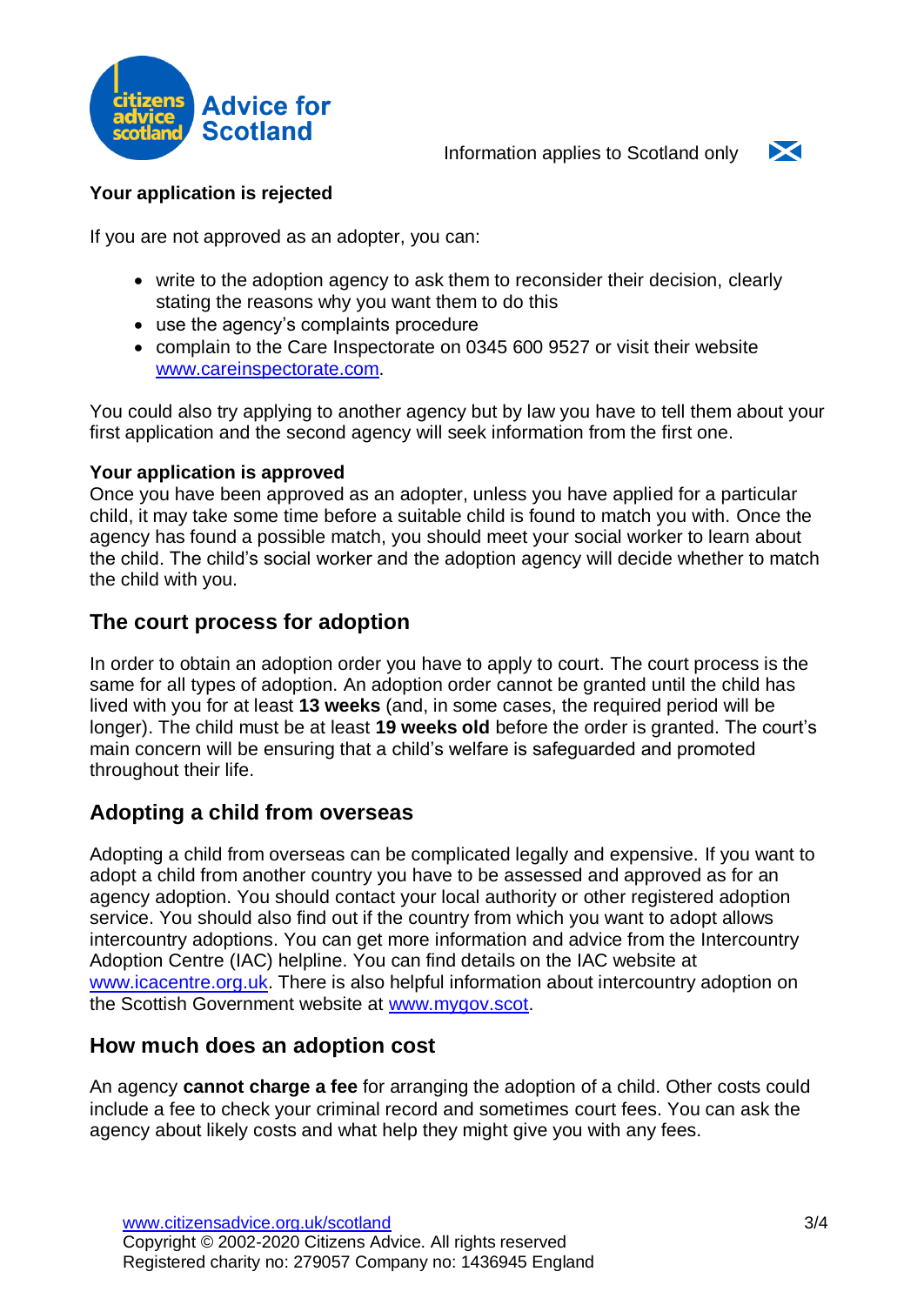**Your application is rejected**

If you are not approved as an adopter, you can:

- write to the adoption agency to ask them to reconsider their decision, clearly stating the reasons why you want them to do this
- use the agency's complaints procedure
- complain to the Care Inspectorate on 0345 600 9527 or visit their website www.careinspectorate.com.

You could also try applying to another agency but by law you have to tell them about your first application and the second agency will seek information from the first one.

**Your application is approved**

Once you have been approved as an adopter, unless you have applied for a particular child, it may take some time before a suitable child is found to match you with. Once the agency has found a possible match, you should meet your social worker to learn about the child. The child's social worker and the adoption agency will decide whether to match the child with you.

## The court process for adoption

In order to obtain an adoption order you have to apply to court. The court process is the same for all types of adoption. An adoption order cannot be granted until the child has lived with you for at least **13 weeks** (and, in some cases, the required period will be longer). The child must be at least **19 weeks old** before the order is granted. The court's main concern will be ensuring that a child's welfare is safeguarded and promoted throughout their life.

## Adopting a child from overseas

Adopting a child from overseas can be complicated legally and expensive. If you want to adopt a child from another country you have to be assessed and approved as for an agency adoption. You should contact your local authority or other registered adoption service. You should also find out if the country from which you want to adopt allows intercountry adoptions. You can get more information and advice from the Intercountry Adoption Centre (IAC) helpline. You can find details on the IAC website at www.icacentre.org.uk. There is also helpful information about intercountry adoption on the Scottish Government website at www.mygov.scot.

## How much does an adoption cost

An agency **cannot charge a fee** for arranging the adoption of a child. Other costs could include a fee to check your criminal record and sometimes court fees. You can ask the agency about likely costs and what help they might give you with any fees.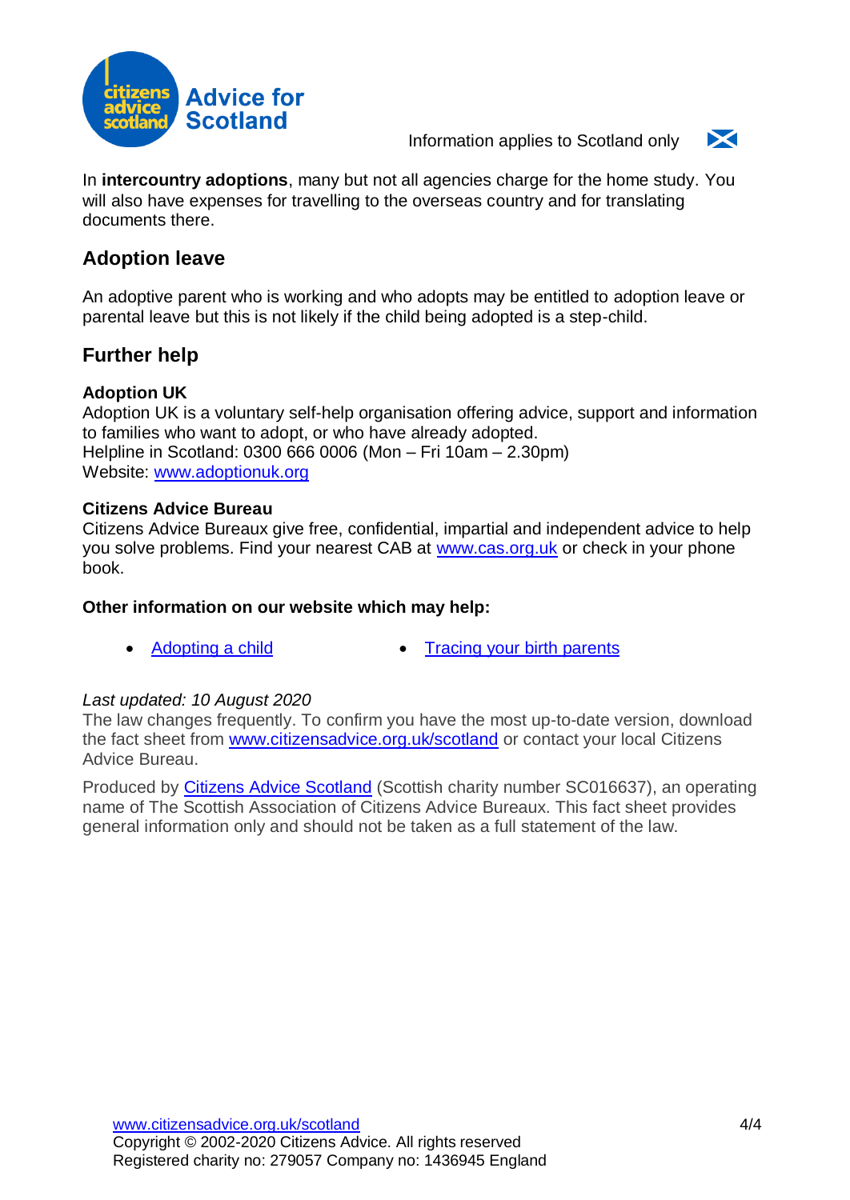In **intercountry adoptions**, many but not all agencies charge for the home study. You will also have expenses for travelling to the overseas country and for translating documents there.

## Adoption leave

An adoptive parent who is working and who adopts may be entitled to adoption leave or parental leave but this is not likely if the child being adopted is a step-child.

## Further help

**Adoption UK**
Adoption UK is a voluntary self-help organisation offering advice, support and information to families who want to adopt, or who have already adopted.
Helpline in Scotland: 0300 666 0006 (Mon – Fri 10am – 2.30pm)
Website: [www.adoptionuk.org](http://www.adoptionuk.org)

**Citizens Advice Bureau**
Citizens Advice Bureaux give free, confidential, impartial and independent advice to help you solve problems. Find your nearest CAB at [www.cas.org.uk](http://www.cas.org.uk) or check in your phone book.

**Other information on our website which may help:**

- Adopting a child
- Tracing your birth parents

*Last updated: 10 August 2020*
The law changes frequently. To confirm you have the most up-to-date version, download the fact sheet from [www.citizensadvice.org.uk/scotland](http://www.citizensadvice.org.uk/scotland) or contact your local Citizens Advice Bureau.

Produced by Citizens Advice Scotland (Scottish charity number SC016637), an operating name of The Scottish Association of Citizens Advice Bureaux. This fact sheet provides general information only and should not be taken as a full statement of the law.